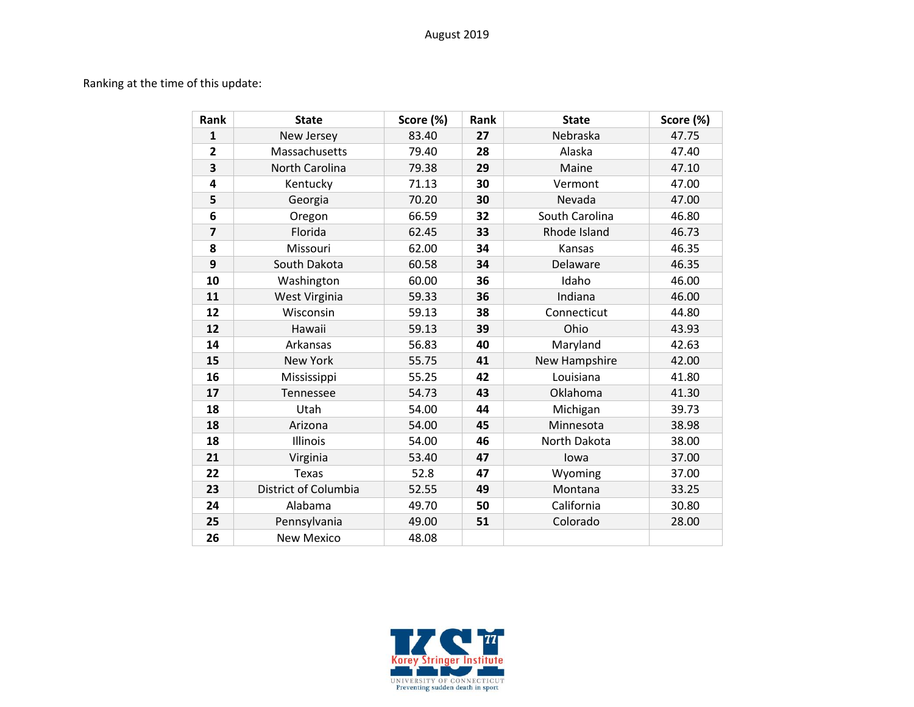August 2019

Ranking at the time of this update:

| Rank | State | Score (%) | Rank | State | Score (%) |
|---|---|---|---|---|---|
| 1 | New Jersey | 83.40 | 27 | Nebraska | 47.75 |
| 2 | Massachusetts | 79.40 | 28 | Alaska | 47.40 |
| 3 | North Carolina | 79.38 | 29 | Maine | 47.10 |
| 4 | Kentucky | 71.13 | 30 | Vermont | 47.00 |
| 5 | Georgia | 70.20 | 30 | Nevada | 47.00 |
| 6 | Oregon | 66.59 | 32 | South Carolina | 46.80 |
| 7 | Florida | 62.45 | 33 | Rhode Island | 46.73 |
| 8 | Missouri | 62.00 | 34 | Kansas | 46.35 |
| 9 | South Dakota | 60.58 | 34 | Delaware | 46.35 |
| 10 | Washington | 60.00 | 36 | Idaho | 46.00 |
| 11 | West Virginia | 59.33 | 36 | Indiana | 46.00 |
| 12 | Wisconsin | 59.13 | 38 | Connecticut | 44.80 |
| 12 | Hawaii | 59.13 | 39 | Ohio | 43.93 |
| 14 | Arkansas | 56.83 | 40 | Maryland | 42.63 |
| 15 | New York | 55.75 | 41 | New Hampshire | 42.00 |
| 16 | Mississippi | 55.25 | 42 | Louisiana | 41.80 |
| 17 | Tennessee | 54.73 | 43 | Oklahoma | 41.30 |
| 18 | Utah | 54.00 | 44 | Michigan | 39.73 |
| 18 | Arizona | 54.00 | 45 | Minnesota | 38.98 |
| 18 | Illinois | 54.00 | 46 | North Dakota | 38.00 |
| 21 | Virginia | 53.40 | 47 | Iowa | 37.00 |
| 22 | Texas | 52.8 | 47 | Wyoming | 37.00 |
| 23 | District of Columbia | 52.55 | 49 | Montana | 33.25 |
| 24 | Alabama | 49.70 | 50 | California | 30.80 |
| 25 | Pennsylvania | 49.00 | 51 | Colorado | 28.00 |
| 26 | New Mexico | 48.08 | | | |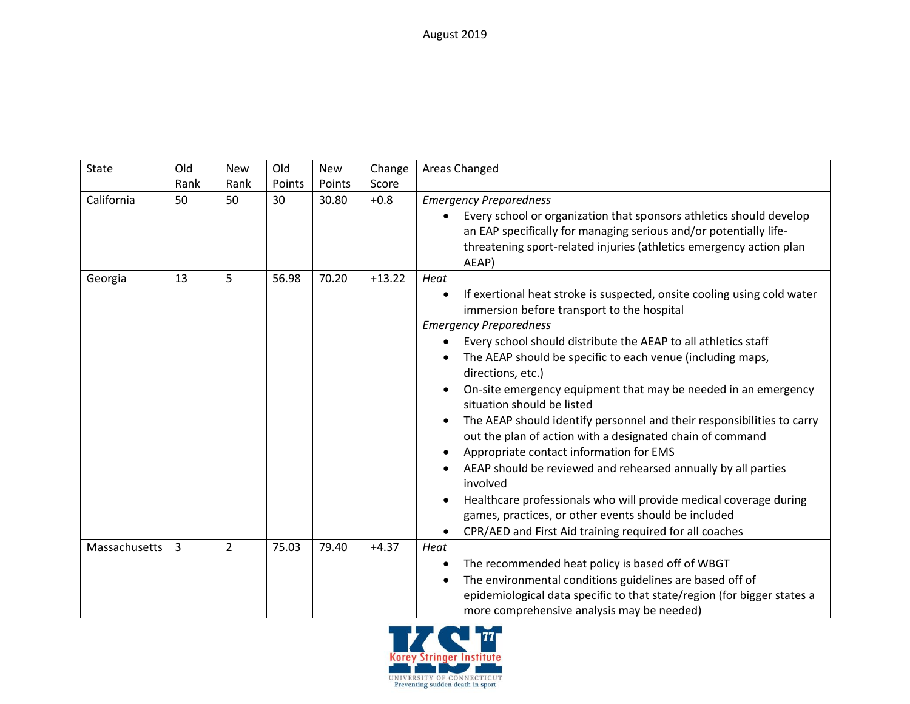August 2019

| State | Old Rank | New Rank | Old Points | New Points | Change Score | Areas Changed |
|---|---|---|---|---|---|---|
| California | 50 | 50 | 30 | 30.80 | +0.8 | *Emergency Preparedness*<br>• Every school or organization that sponsors athletics should develop an EAP specifically for managing serious and/or potentially life-threatening sport-related injuries (athletics emergency action plan AEAP) |
| Georgia | 13 | 5 | 56.98 | 70.20 | +13.22 | *Heat*<br>• If exertional heat stroke is suspected, onsite cooling using cold water immersion before transport to the hospital<br>*Emergency Preparedness*<br>• Every school should distribute the AEAP to all athletics staff<br>• The AEAP should be specific to each venue (including maps, directions, etc.)<br>• On-site emergency equipment that may be needed in an emergency situation should be listed<br>• The AEAP should identify personnel and their responsibilities to carry out the plan of action with a designated chain of command<br>• Appropriate contact information for EMS<br>• AEAP should be reviewed and rehearsed annually by all parties involved<br>• Healthcare professionals who will provide medical coverage during games, practices, or other events should be included<br>• CPR/AED and First Aid training required for all coaches |
| Massachusetts | 3 | 2 | 75.03 | 79.40 | +4.37 | *Heat*<br>• The recommended heat policy is based off of WBGT<br>• The environmental conditions guidelines are based off of epidemiological data specific to that state/region (for bigger states a more comprehensive analysis may be needed) |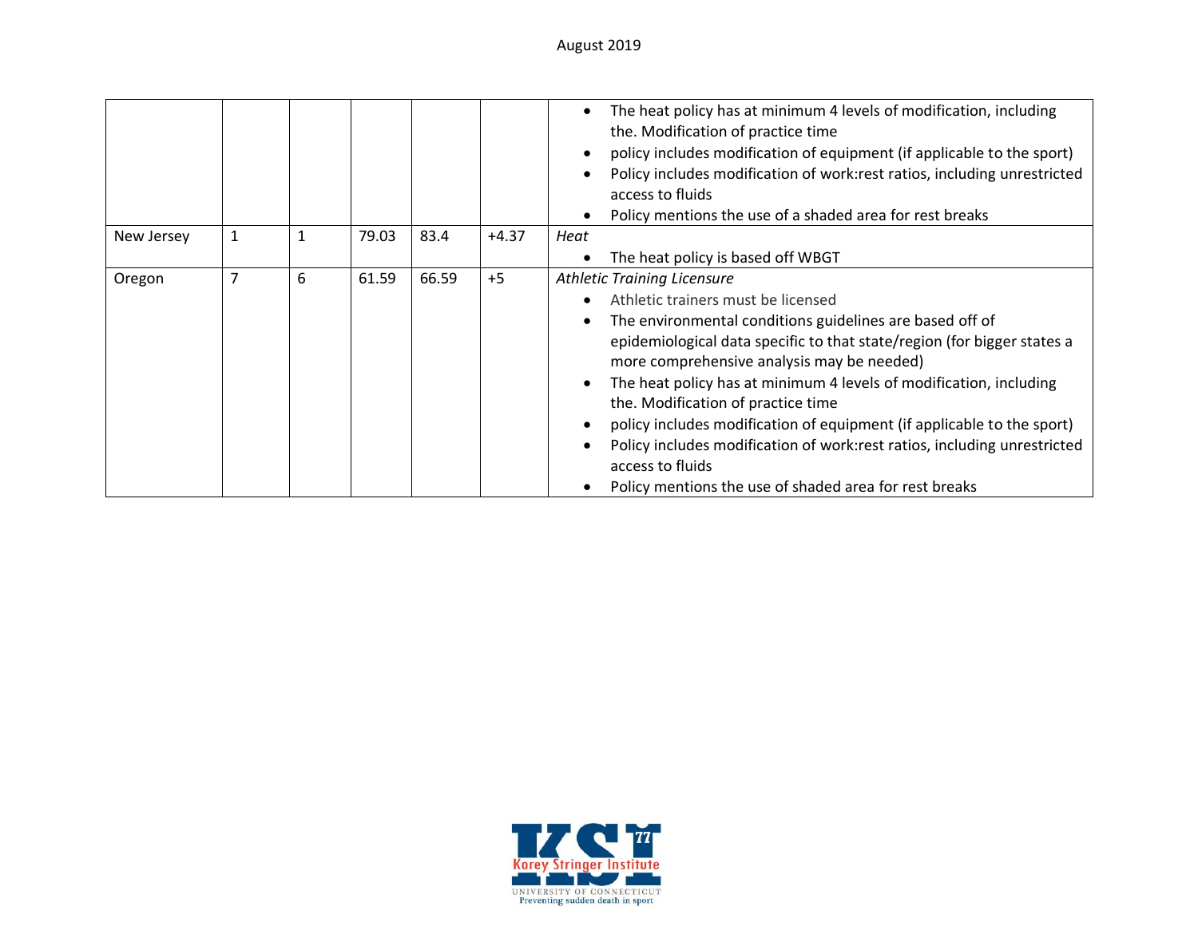| | | | | | | |
|---|---|---|---|---|---|---|
| | | | | | | • The heat policy has at minimum 4 levels of modification, including the. Modification of practice time<br>• policy includes modification of equipment (if applicable to the sport)<br>• Policy includes modification of work:rest ratios, including unrestricted access to fluids<br>• Policy mentions the use of a shaded area for rest breaks |
| New Jersey | 1 | 1 | 79.03 | 83.4 | +4.37 | *Heat*<br>• The heat policy is based off WBGT |
| Oregon | 7 | 6 | 61.59 | 66.59 | +5 | *Athletic Training Licensure*<br>• Athletic trainers must be licensed<br>• The environmental conditions guidelines are based off of epidemiological data specific to that state/region (for bigger states a more comprehensive analysis may be needed)<br>• The heat policy has at minimum 4 levels of modification, including the. Modification of practice time<br>• policy includes modification of equipment (if applicable to the sport)<br>• Policy includes modification of work:rest ratios, including unrestricted access to fluids<br>• Policy mentions the use of shaded area for rest breaks |